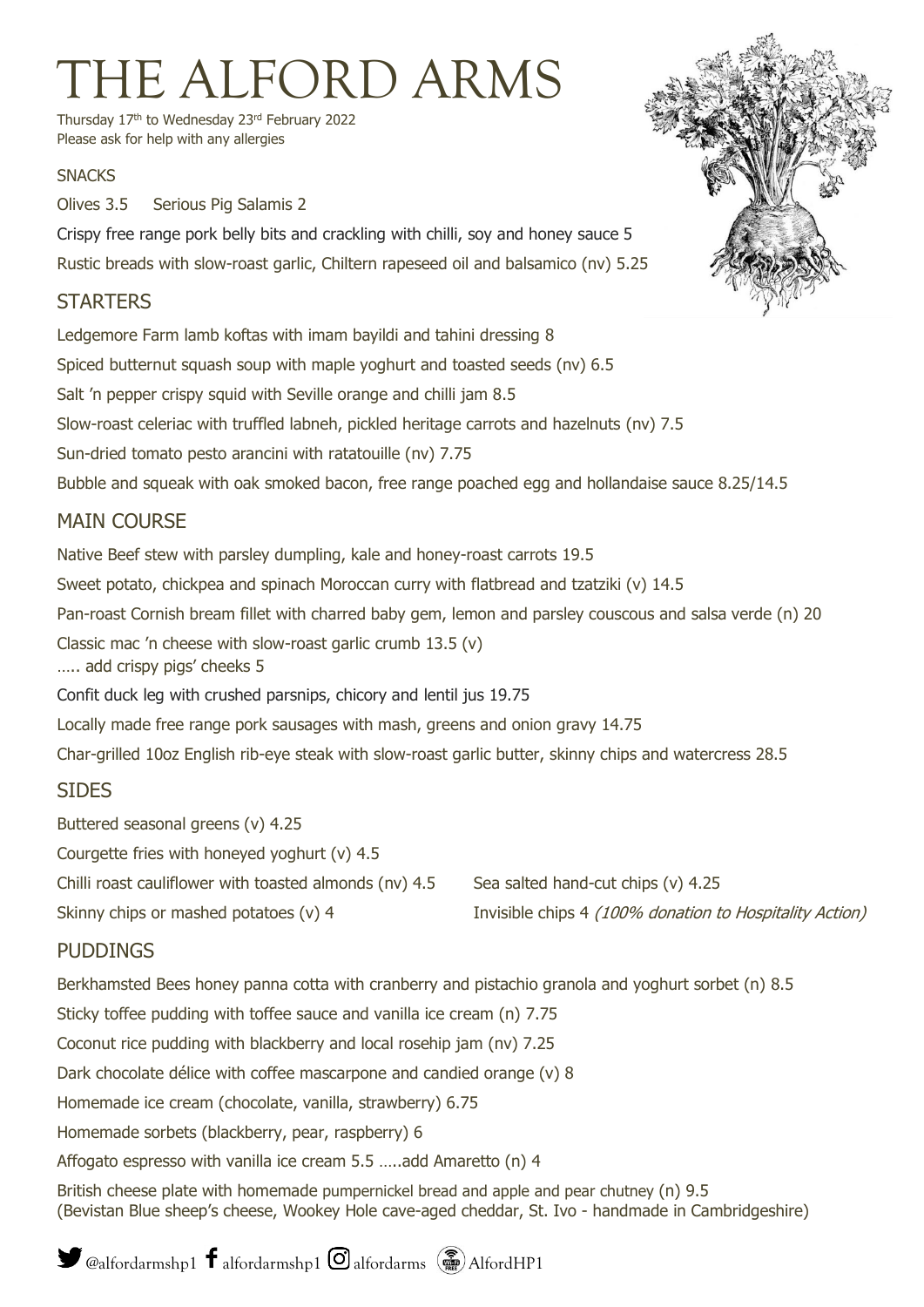# THE ALFORD ARMS

Thursday 17th to Wednesday 23rd February 2022
Please ask for help with any allergies

## SNACKS

Olives 3.5 Serious Pig Salamis 2

Crispy free range pork belly bits and crackling with chilli, soy and honey sauce 5

Rustic breads with slow-roast garlic, Chiltern rapeseed oil and balsamico (nv) 5.25

## STARTERS

Ledgemore Farm lamb koftas with imam bayildi and tahini dressing 8

Spiced butternut squash soup with maple yoghurt and toasted seeds (nv) 6.5

Salt 'n pepper crispy squid with Seville orange and chilli jam 8.5

Slow-roast celeriac with truffled labneh, pickled heritage carrots and hazelnuts (nv) 7.5

Sun-dried tomato pesto arancini with ratatouille (nv) 7.75

Bubble and squeak with oak smoked bacon, free range poached egg and hollandaise sauce 8.25/14.5

## MAIN COURSE

Native Beef stew with parsley dumpling, kale and honey-roast carrots 19.5

Sweet potato, chickpea and spinach Moroccan curry with flatbread and tzatziki (v) 14.5

Pan-roast Cornish bream fillet with charred baby gem, lemon and parsley couscous and salsa verde (n) 20

Classic mac 'n cheese with slow-roast garlic crumb 13.5 (v)
….. add crispy pigs' cheeks 5

Confit duck leg with crushed parsnips, chicory and lentil jus 19.75

Locally made free range pork sausages with mash, greens and onion gravy 14.75

Char-grilled 10oz English rib-eye steak with slow-roast garlic butter, skinny chips and watercress 28.5

## SIDES

Buttered seasonal greens (v) 4.25

Courgette fries with honeyed yoghurt (v) 4.5

Chilli roast cauliflower with toasted almonds (nv) 4.5

Skinny chips or mashed potatoes (v) 4

Sea salted hand-cut chips (v) 4.25

Invisible chips 4 *(100% donation to Hospitality Action)*

## PUDDINGS

Berkhamsted Bees honey panna cotta with cranberry and pistachio granola and yoghurt sorbet (n) 8.5

Sticky toffee pudding with toffee sauce and vanilla ice cream (n) 7.75

Coconut rice pudding with blackberry and local rosehip jam (nv) 7.25

Dark chocolate délice with coffee mascarpone and candied orange (v) 8

Homemade ice cream (chocolate, vanilla, strawberry) 6.75

Homemade sorbets (blackberry, pear, raspberry) 6

Affogato espresso with vanilla ice cream 5.5 …..add Amaretto (n) 4

British cheese plate with homemade pumpernickel bread and apple and pear chutney (n) 9.5
(Bevistan Blue sheep's cheese, Wookey Hole cave-aged cheddar, St. Ivo - handmade in Cambridgeshire)

@alfordarmshp1 alfordarmshp1 alfordarms AlfordHP1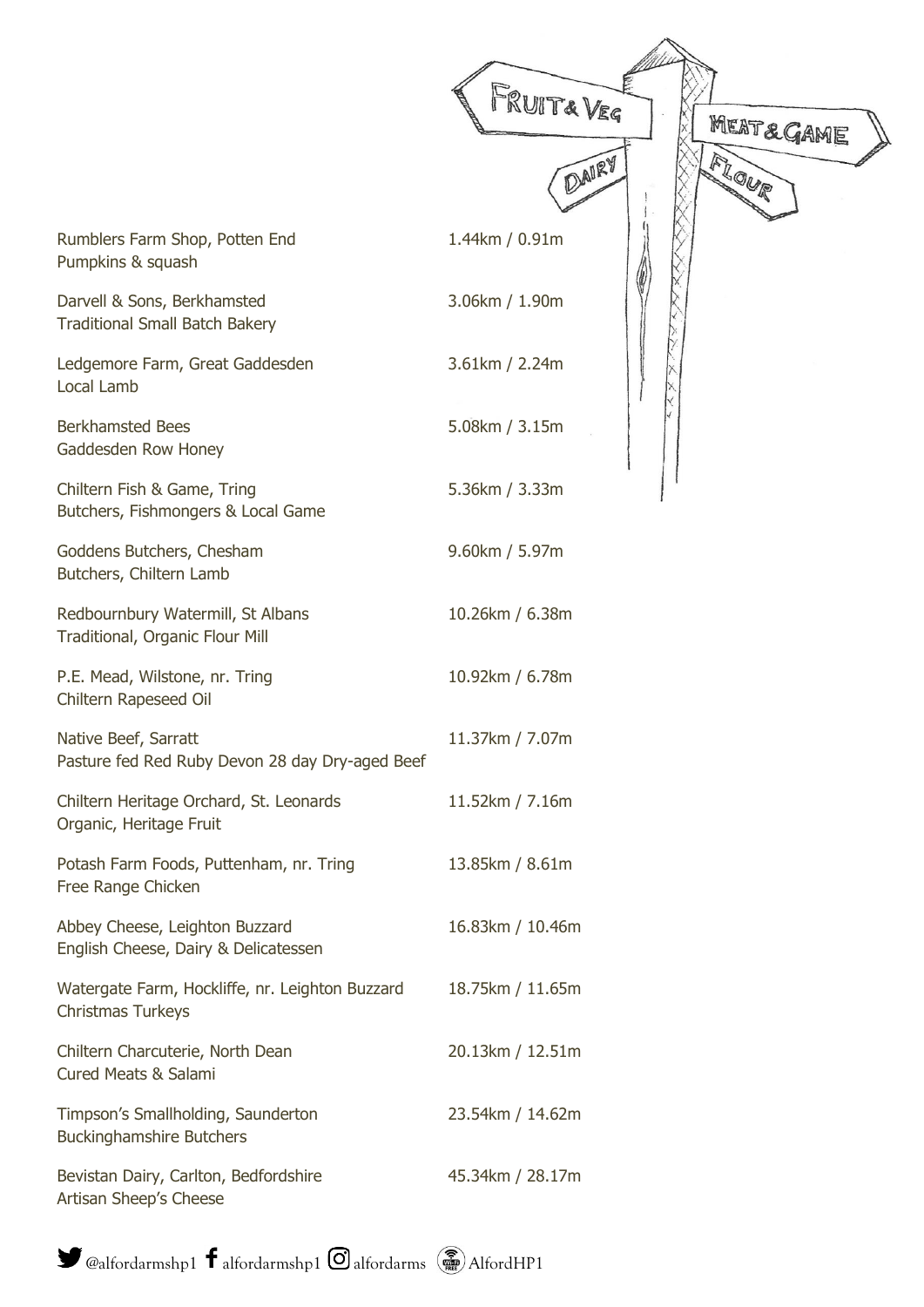FRUIT & VEG

DAIRY

MEAT & GAME

FLOUR

| | |
|---|---|
| Rumblers Farm Shop, Potten End<br>Pumpkins & squash | 1.44km / 0.91m |
| Darvell & Sons, Berkhamsted<br>Traditional Small Batch Bakery | 3.06km / 1.90m |
| Ledgemore Farm, Great Gaddesden<br>Local Lamb | 3.61km / 2.24m |
| Berkhamsted Bees<br>Gaddesden Row Honey | 5.08km / 3.15m |
| Chiltern Fish & Game, Tring<br>Butchers, Fishmongers & Local Game | 5.36km / 3.33m |
| Goddens Butchers, Chesham<br>Butchers, Chiltern Lamb | 9.60km / 5.97m |
| Redbournbury Watermill, St Albans<br>Traditional, Organic Flour Mill | 10.26km / 6.38m |
| P.E. Mead, Wilstone, nr. Tring<br>Chiltern Rapeseed Oil | 10.92km / 6.78m |
| Native Beef, Sarratt<br>Pasture fed Red Ruby Devon 28 day Dry-aged Beef | 11.37km / 7.07m |
| Chiltern Heritage Orchard, St. Leonards<br>Organic, Heritage Fruit | 11.52km / 7.16m |
| Potash Farm Foods, Puttenham, nr. Tring<br>Free Range Chicken | 13.85km / 8.61m |
| Abbey Cheese, Leighton Buzzard<br>English Cheese, Dairy & Delicatessen | 16.83km / 10.46m |
| Watergate Farm, Hockliffe, nr. Leighton Buzzard<br>Christmas Turkeys | 18.75km / 11.65m |
| Chiltern Charcuterie, North Dean<br>Cured Meats & Salami | 20.13km / 12.51m |
| Timpson's Smallholding, Saunderton<br>Buckinghamshire Butchers | 23.54km / 14.62m |
| Bevistan Dairy, Carlton, Bedfordshire<br>Artisan Sheep's Cheese | 45.34km / 28.17m |

@alfordarmshp1 alfordarmshp1 alfordarms AlfordHP1